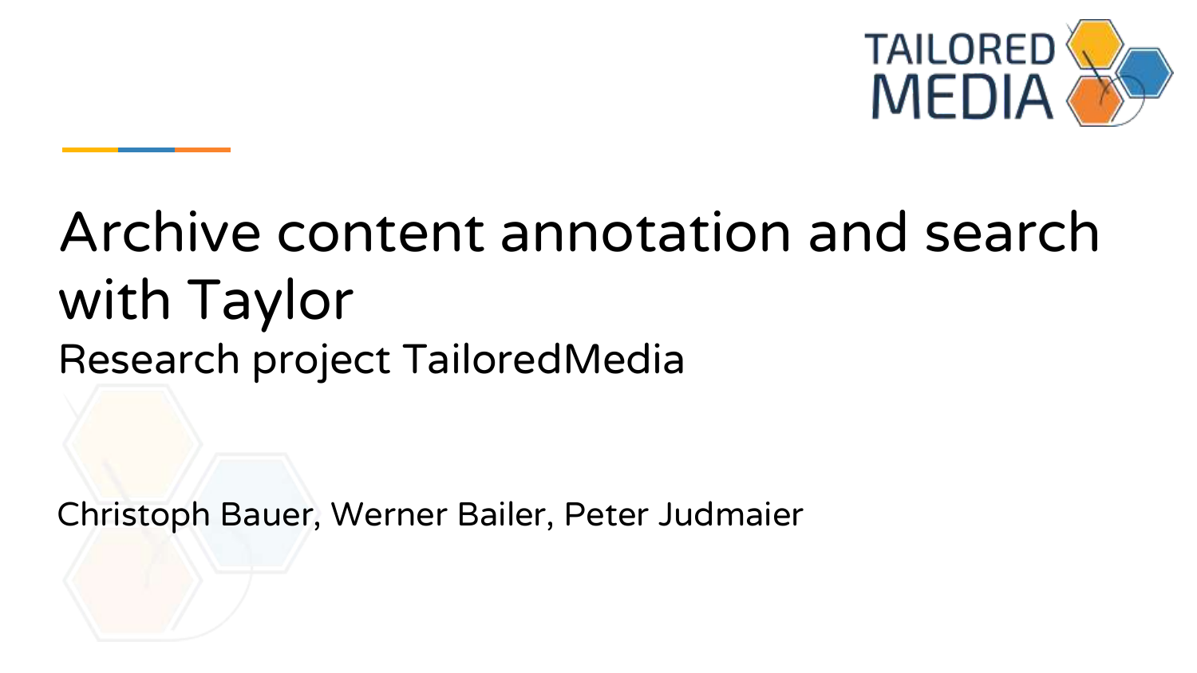# Archive content annotation and search with Taylor

## Research project TailoredMedia

Christoph Bauer, Werner Bailer, Peter Judmaier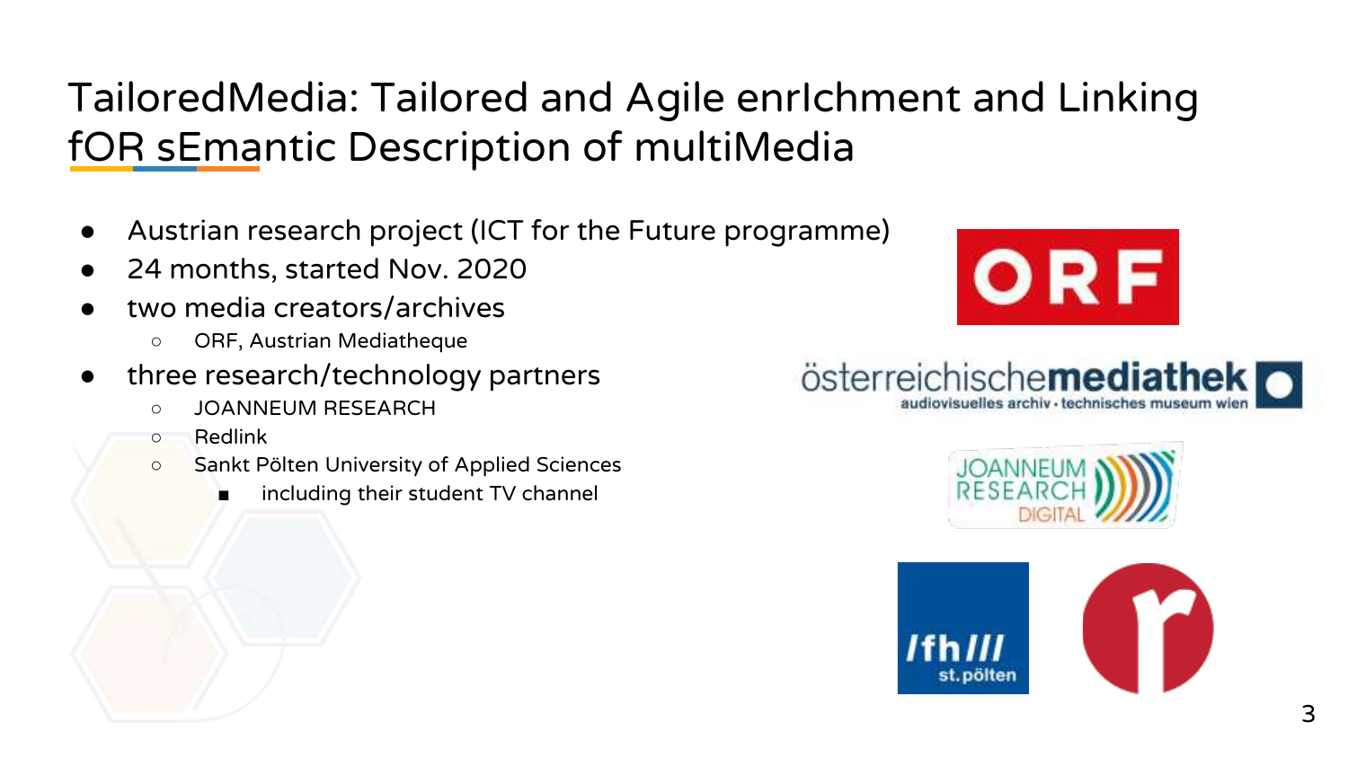# TailoredMedia: Tailored and Agile enrIchment and Linking fOR sEmantic Description of multiMedia

- Austrian research project (ICT for the Future programme)
- 24 months, started Nov. 2020
- two media creators/archives
  - ORF, Austrian Mediatheque
- three research/technology partners
  - JOANNEUM RESEARCH
  - Redlink
  - Sankt Pölten University of Applied Sciences
    - including their student TV channel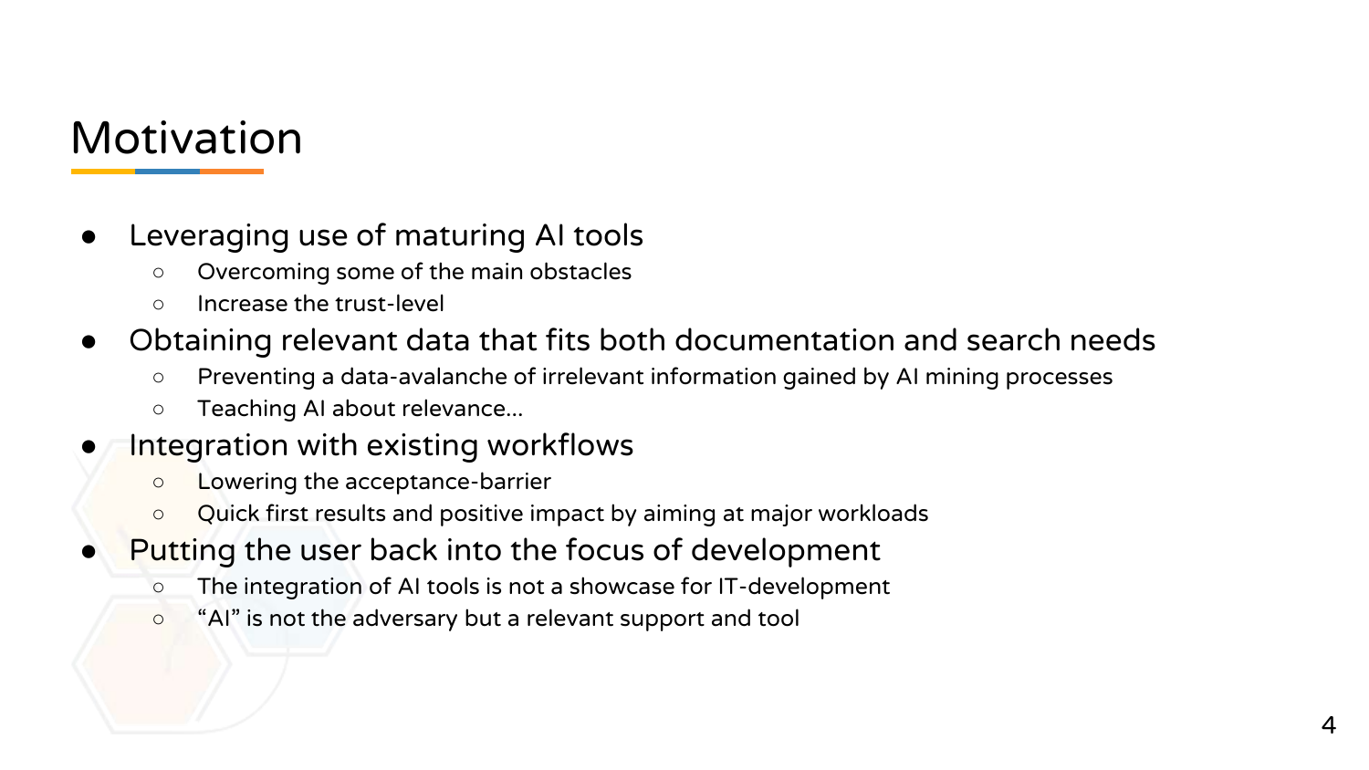# Motivation

- Leveraging use of maturing AI tools
  - Overcoming some of the main obstacles
  - Increase the trust-level
- Obtaining relevant data that fits both documentation and search needs
  - Preventing a data-avalanche of irrelevant information gained by AI mining processes
  - Teaching AI about relevance…
- Integration with existing workflows
  - Lowering the acceptance-barrier
  - Quick first results and positive impact by aiming at major workloads
- Putting the user back into the focus of development
  - The integration of AI tools is not a showcase for IT-development
  - “AI” is not the adversary but a relevant support and tool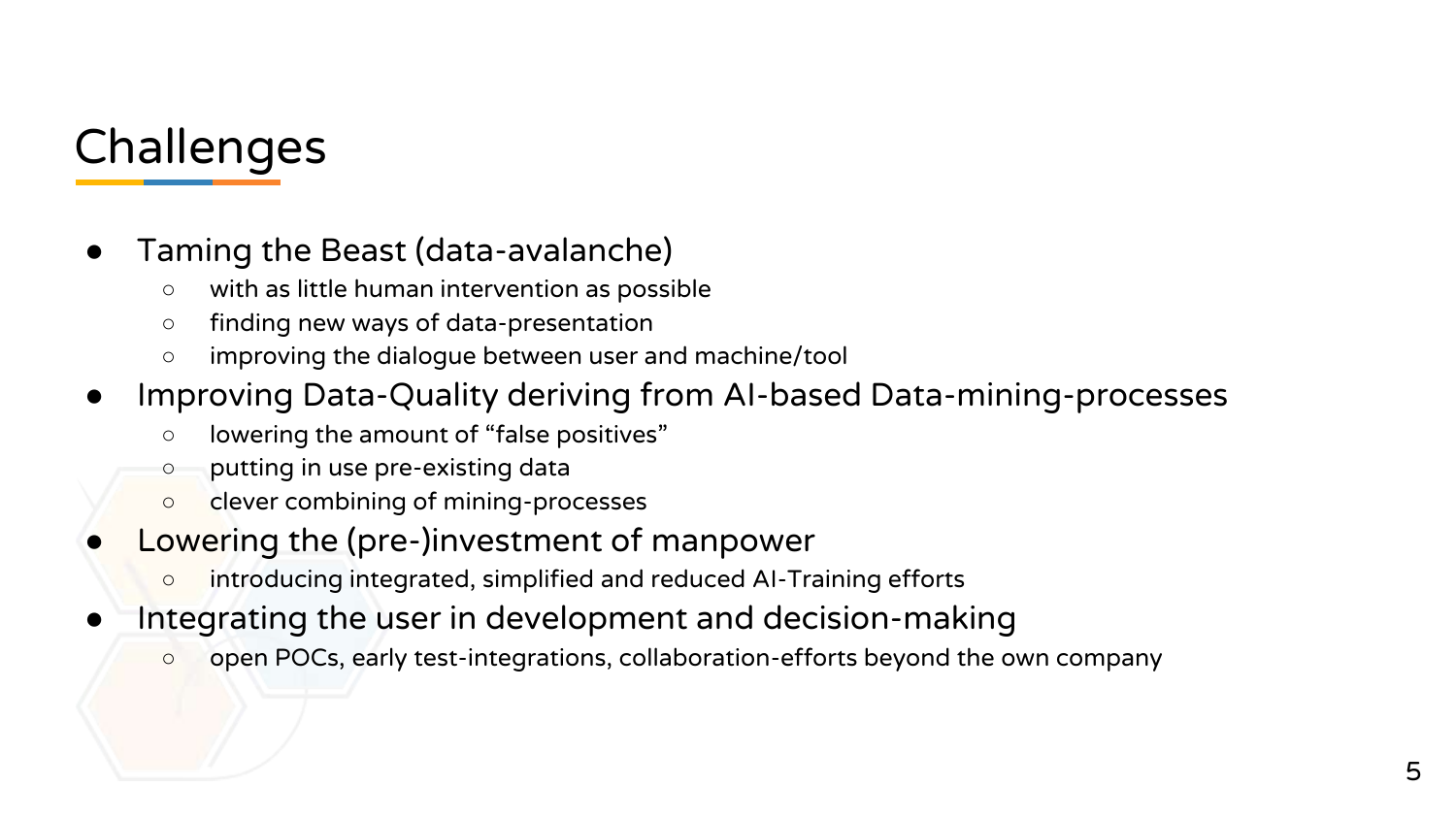# Challenges

- Taming the Beast (data-avalanche)
  - with as little human intervention as possible
  - finding new ways of data-presentation
  - improving the dialogue between user and machine/tool
- Improving Data-Quality deriving from AI-based Data-mining-processes
  - lowering the amount of “false positives”
  - putting in use pre-existing data
  - clever combining of mining-processes
- Lowering the (pre-)investment of manpower
  - introducing integrated, simplified and reduced AI-Training efforts
- Integrating the user in development and decision-making
  - open POCs, early test-integrations, collaboration-efforts beyond the own company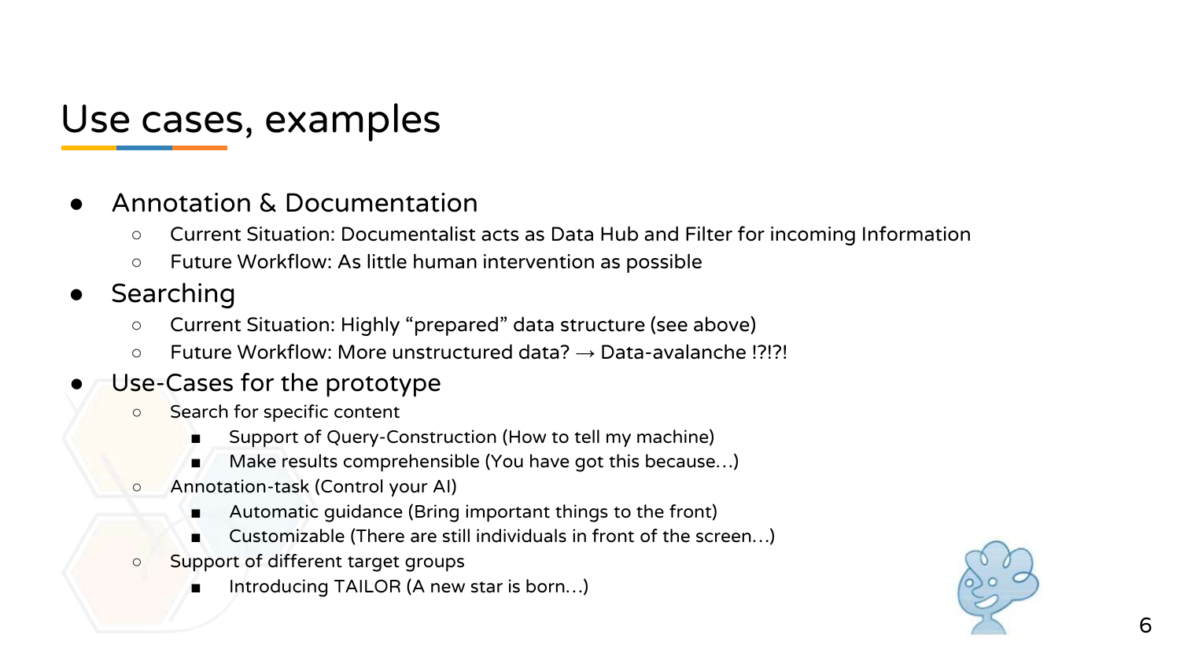# Use cases, examples

- Annotation & Documentation
  - Current Situation: Documentalist acts as Data Hub and Filter for incoming Information
  - Future Workflow: As little human intervention as possible
- Searching
  - Current Situation: Highly “prepared” data structure (see above)
  - Future Workflow: More unstructured data? → Data-avalanche !?!?!
- Use-Cases for the prototype
  - Search for specific content
    - Support of Query-Construction (How to tell my machine)
    - Make results comprehensible (You have got this because…)
  - Annotation-task (Control your AI)
    - Automatic guidance (Bring important things to the front)
    - Customizable (There are still individuals in front of the screen…)
  - Support of different target groups
    - Introducing TAILOR (A new star is born…)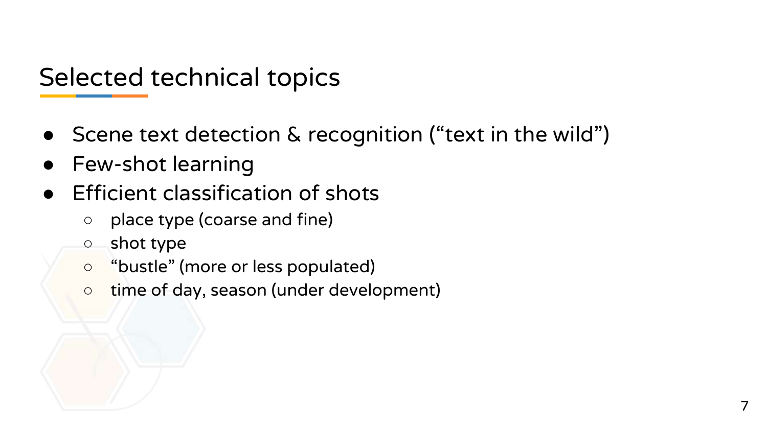# Selected technical topics

- Scene text detection & recognition (“text in the wild”)
- Few-shot learning
- Efficient classification of shots
  - place type (coarse and fine)
  - shot type
  - “bustle” (more or less populated)
  - time of day, season (under development)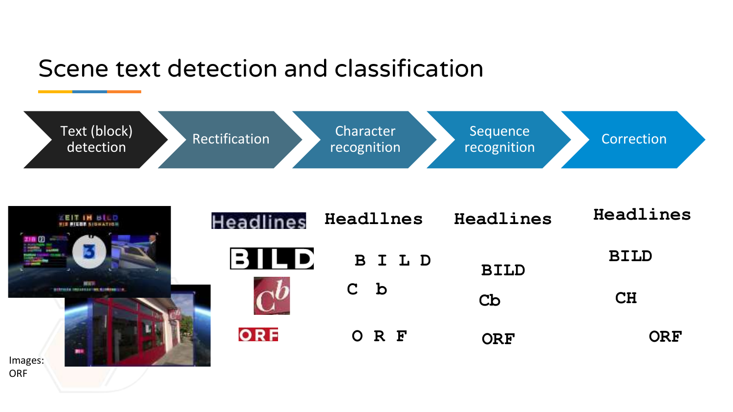# Scene text detection and classification

Text (block) detection → Rectification → Character recognition → Sequence recognition → Correction

| Text (block) detection | Rectification | Character recognition | Sequence recognition | Correction |
|---|---|---|---|---|
| | Headlines | Headl1nes | Headlines | Headlines |
| | BILD | B I L D | BILD | BILD |
| | Cb | C b | Cb | CH |
| | ORF | O R F | ORF | ORF |

Images: ORF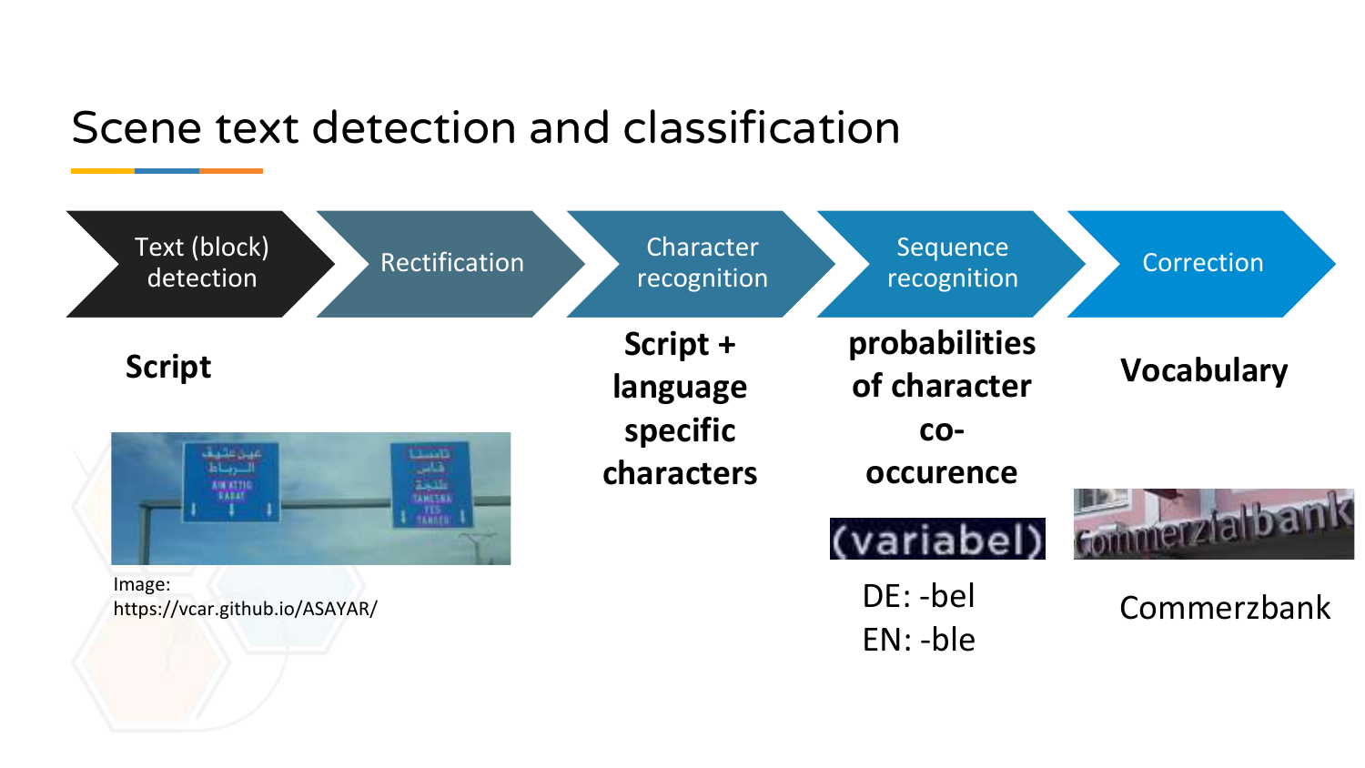# Scene text detection and classification

Text (block) detection → Rectification → Character recognition → Sequence recognition → Correction

**Script**

Image: https://vcar.github.io/ASAYAR/

**Script + language specific characters**

**probabilities of character co-occurence**

(variabel)

DE: -bel
EN: -ble

**Vocabulary**

Commerzbank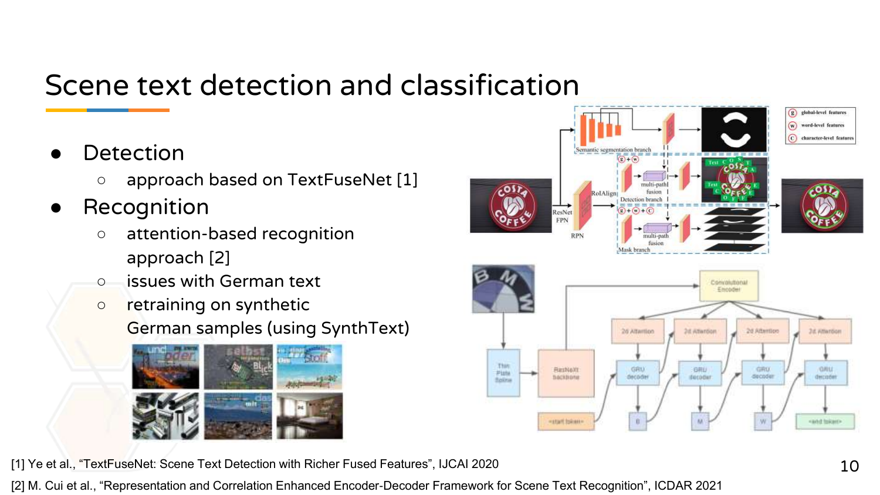# Scene text detection and classification

- Detection
  - approach based on TextFuseNet [1]
- Recognition
  - attention-based recognition approach [2]
  - issues with German text
  - retraining on synthetic German samples (using SynthText)

[1] Ye et al., "TextFuseNet: Scene Text Detection with Richer Fused Features", IJCAI 2020

[2] M. Cui et al., "Representation and Correlation Enhanced Encoder-Decoder Framework for Scene Text Recognition", ICDAR 2021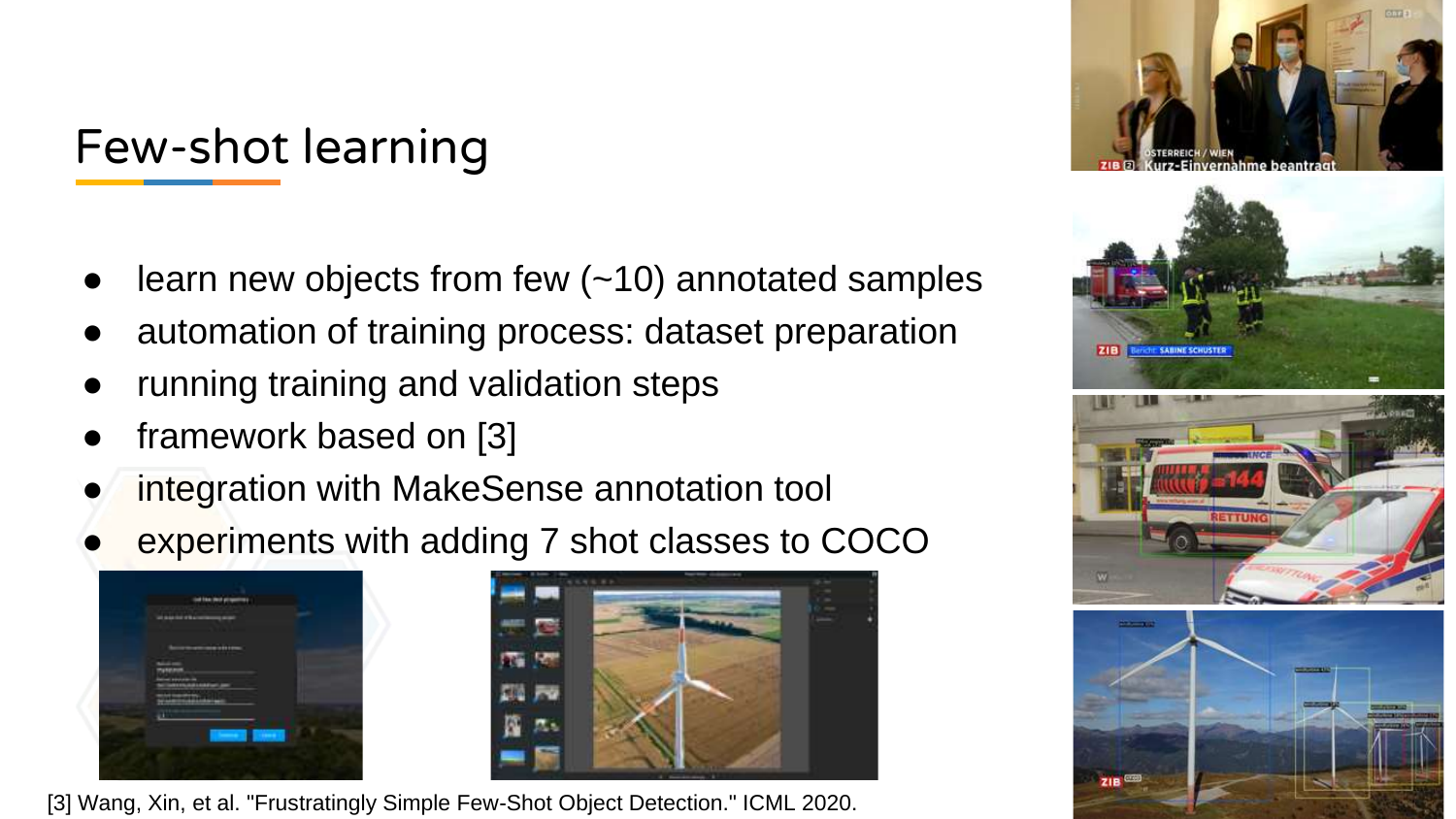# Few-shot learning

- learn new objects from few (~10) annotated samples
- automation of training process: dataset preparation
- running training and validation steps
- framework based on [3]
- integration with MakeSense annotation tool
- experiments with adding 7 shot classes to COCO

[3] Wang, Xin, et al. "Frustratingly Simple Few-Shot Object Detection." ICML 2020.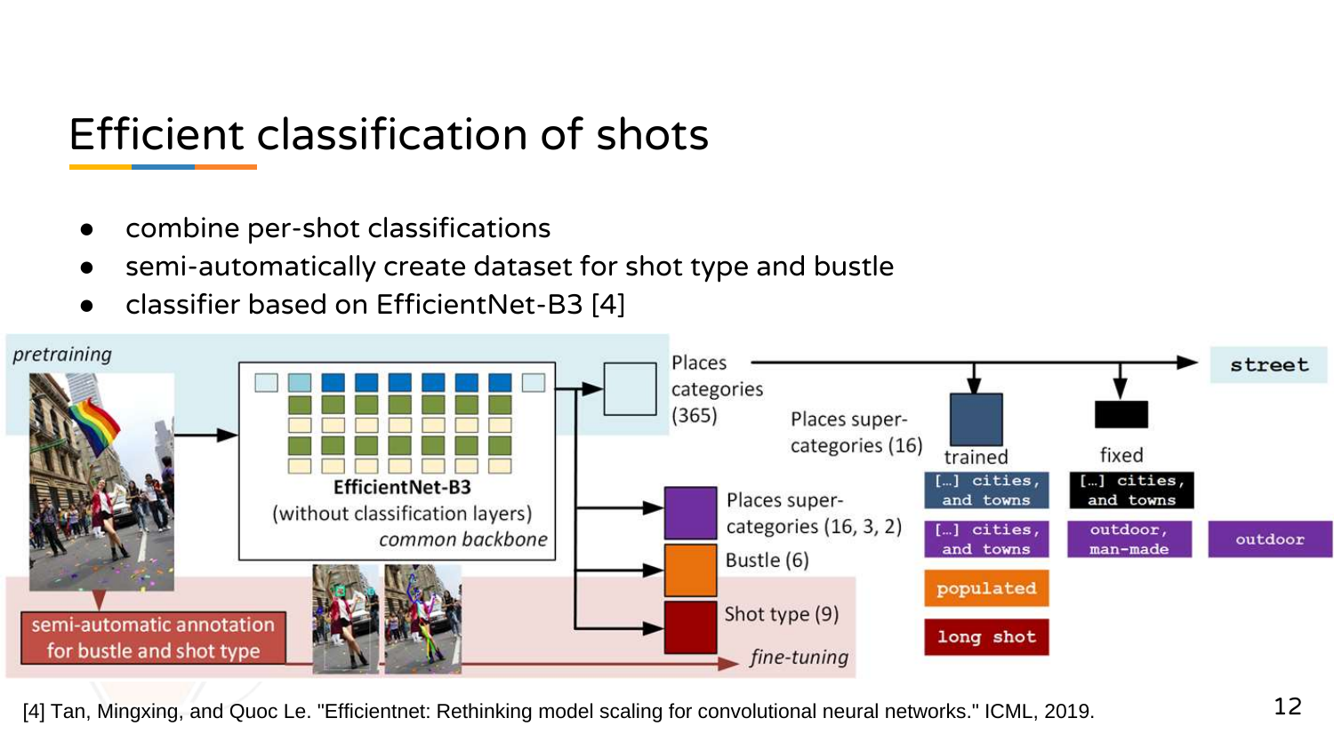# Efficient classification of shots

- combine per-shot classifications
- semi-automatically create dataset for shot type and bustle
- classifier based on EfficientNet-B3 [4]

*pretraining*

**EfficientNet-B3**
(without classification layers)
*common backbone*

Places categories (365)

Places super-categories (16)

trained

fixed

street

[...] cities, and towns

[...] cities, and towns

Places super-categories (16, 3, 2)

[...] cities, and towns

outdoor, man-made

outdoor

Bustle (6)

populated

Shot type (9)

long shot

semi-automatic annotation for bustle and shot type

*fine-tuning*

[4] Tan, Mingxing, and Quoc Le. "Efficientnet: Rethinking model scaling for convolutional neural networks." ICML, 2019.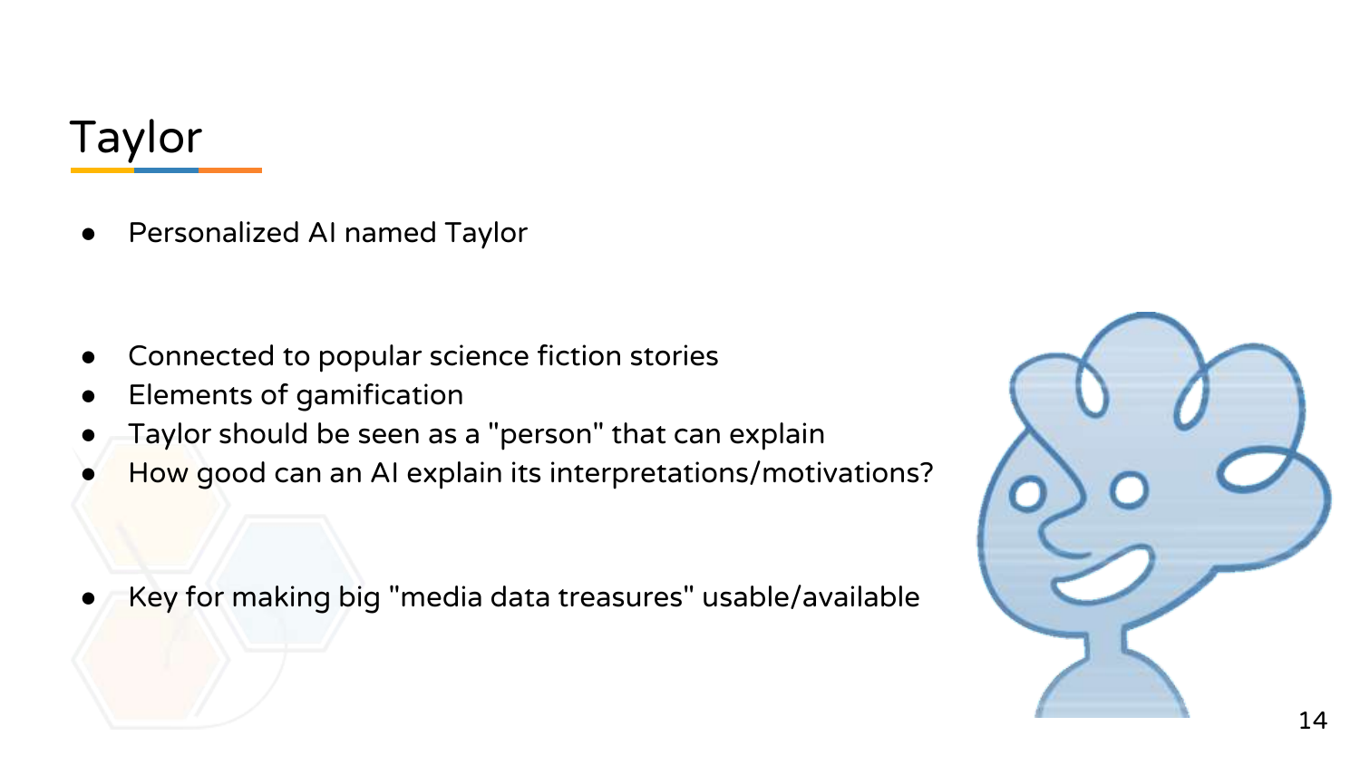# Taylor

- Personalized AI named Taylor

- Connected to popular science fiction stories
- Elements of gamification
- Taylor should be seen as a "person" that can explain
- How good can an AI explain its interpretations/motivations?

- Key for making big "media data treasures" usable/available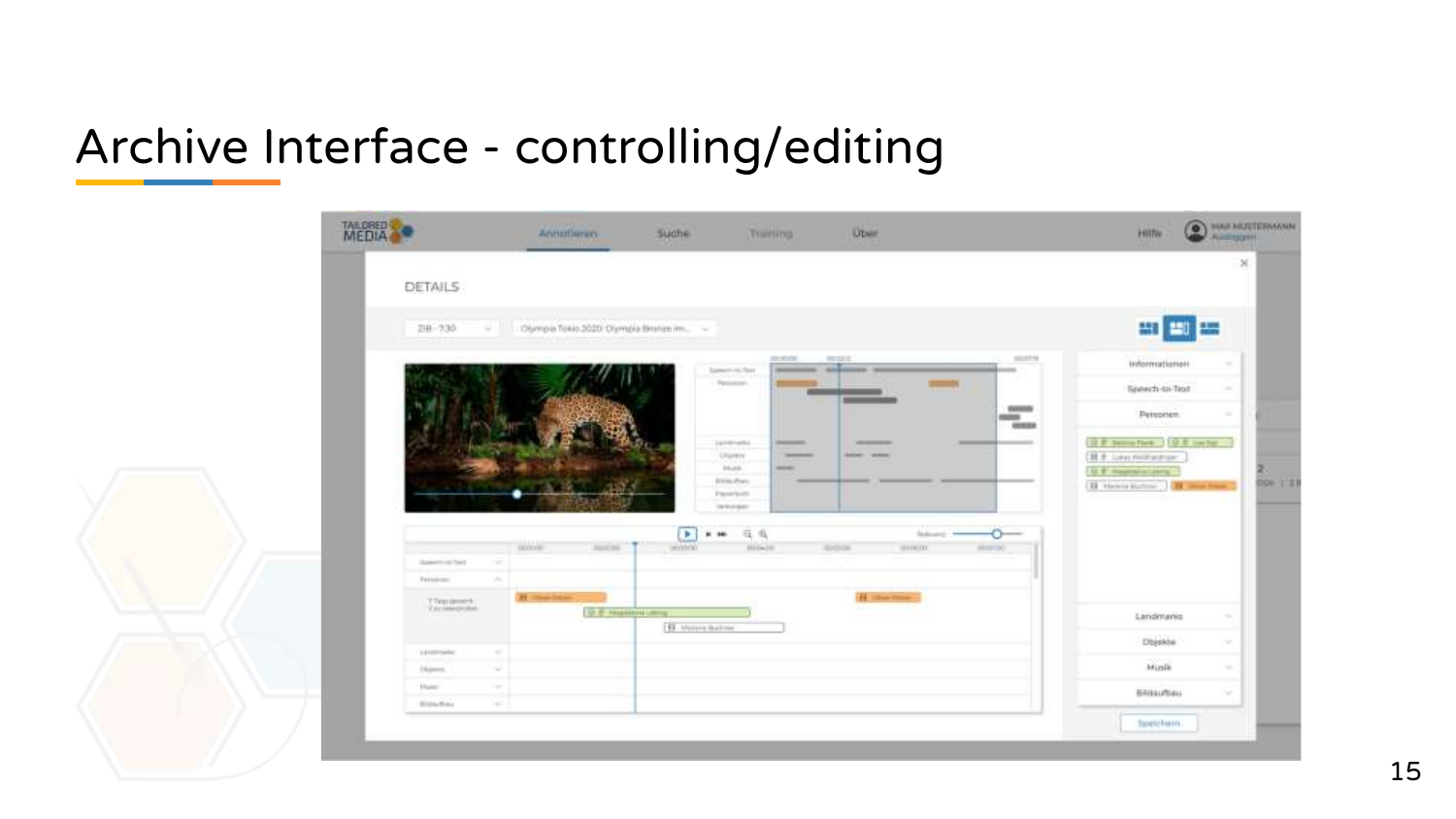# Archive Interface - controlling/editing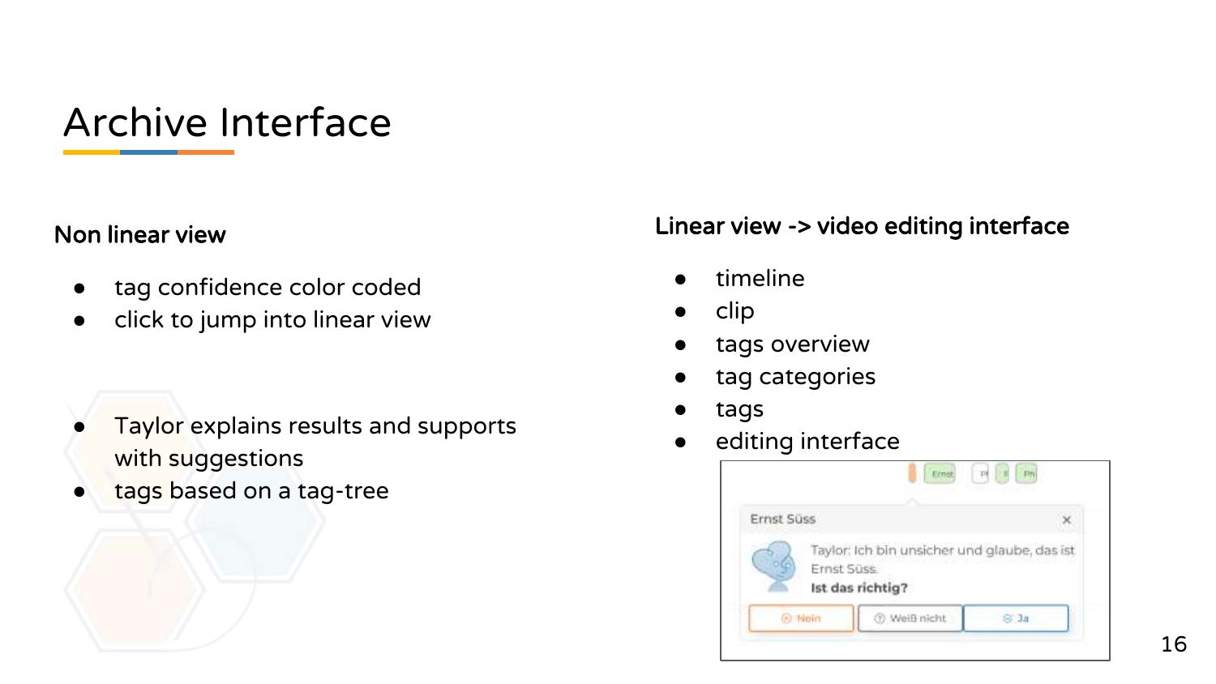# Archive Interface

**Non linear view**

- tag confidence color coded
- click to jump into linear view

- Taylor explains results and supports with suggestions
- tags based on a tag-tree

**Linear view -> video editing interface**

- timeline
- clip
- tags overview
- tag categories
- tags
- editing interface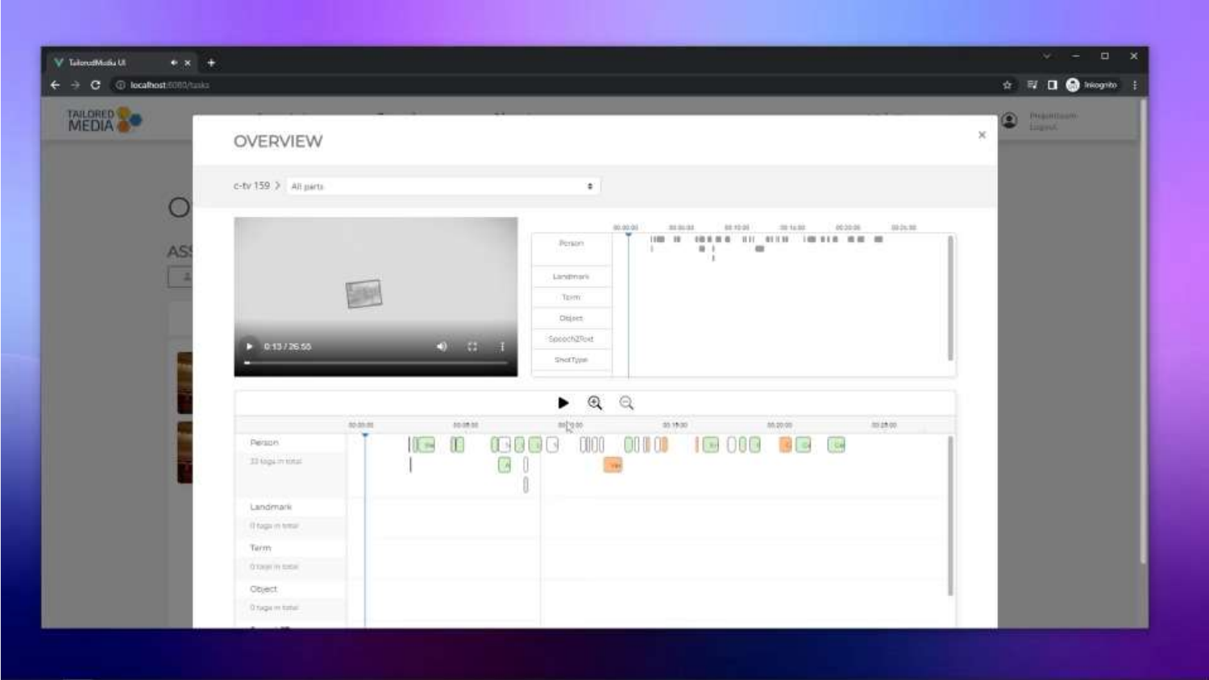OVERVIEW

c-tv 159 > All parts

0:13 / 26:55

| Person |
| --- |
| Landmark |
| Term |
| Object |
| Speech2Text |
| ShotType |

Person
33 tags in total

Landmark
0 tags in total

Term
0 tags in total

Object
0 tags in total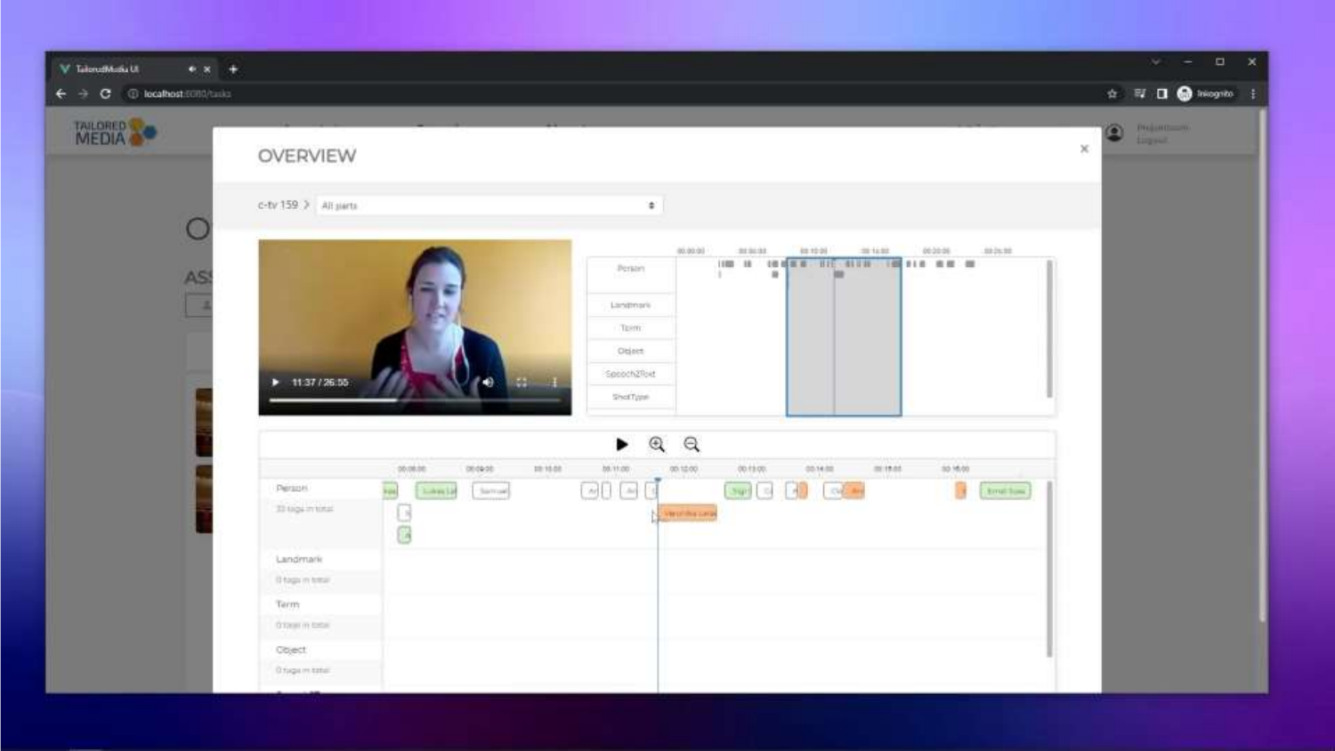TailoredMedia UI

localhost:8080/tasks

TAILORED MEDIA

# OVERVIEW

c-tv 159 > All parts

11:37 / 26:55

Person

Landmark

Term

Object

Speech2Text

ShotType

Person
33 tags in total

Landmark
0 tags in total

Term
0 tags in total

Object
0 tags in total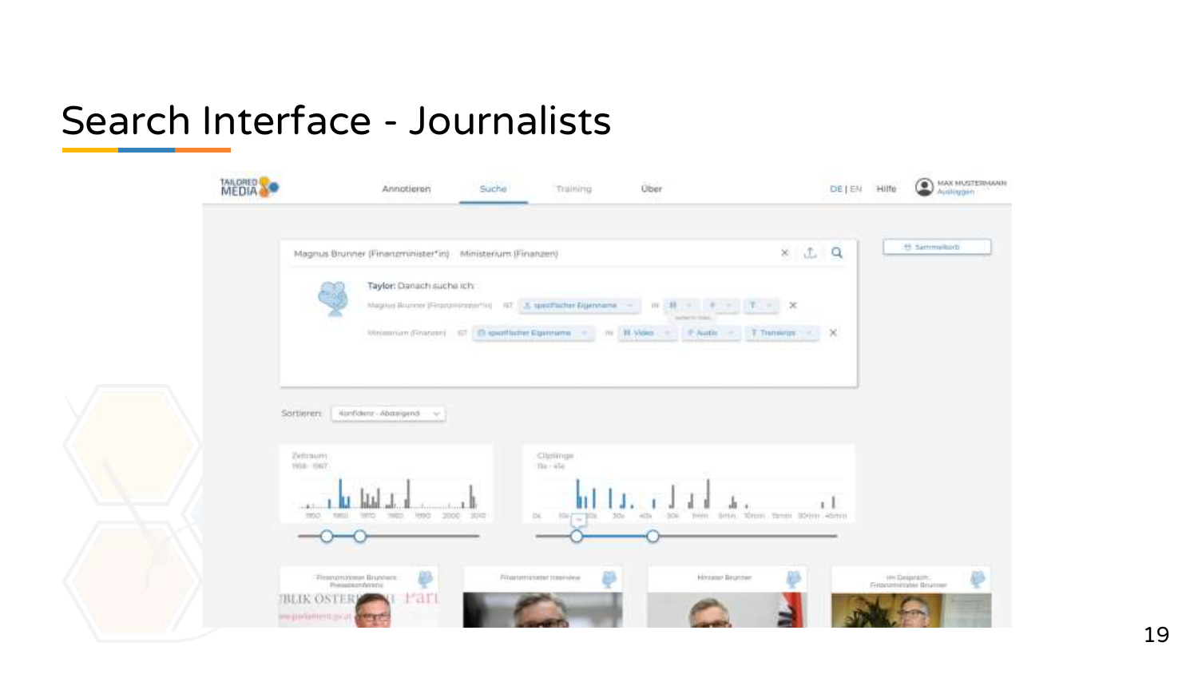# Search Interface - Journalists

TAILORED MEDIA

Annotieren | Suche | Training | Über

DE | EN Hilfe MAX MUSTERMANN Ausloggen

Magnus Brunner (Finanzminister\*in) Ministerium (Finanzen)

Sammelkorb

Taylor: Danach suche ich:

Magnus Brunner (Finanzminister\*in) IST spezifischer Eigenname IN B F T

Ministerium (Finanzen) IST spezifischer Eigenname IN Video Audio Transkript

Sortieren: Konfidenz - Absteigend

Zeitraum

Cliplänge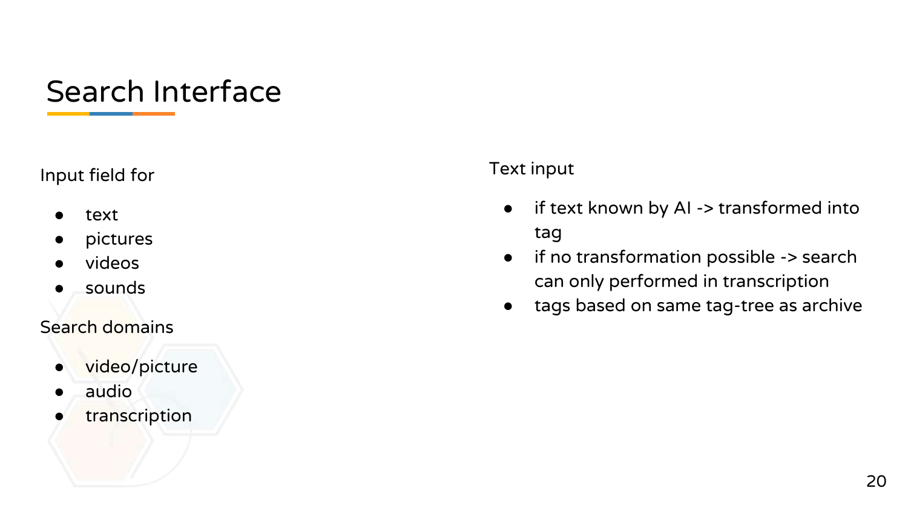# Search Interface

Input field for

- text
- pictures
- videos
- sounds

Search domains

- video/picture
- audio
- transcription

Text input

- if text known by AI -> transformed into tag
- if no transformation possible -> search can only performed in transcription
- tags based on same tag-tree as archive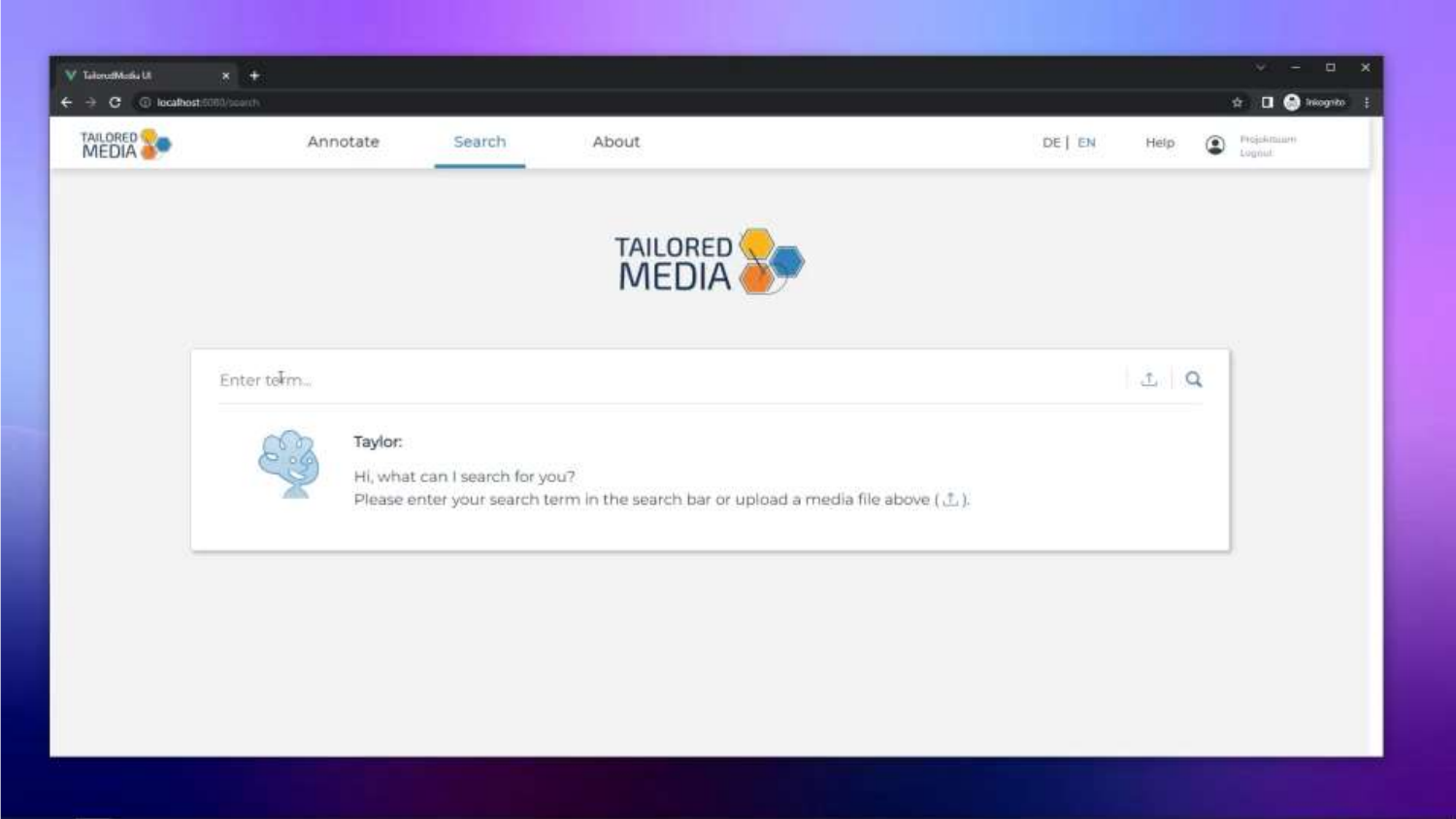TailoredMedia UI

localhost:8080/search

TAILORED MEDIA

Annotate | Search | About

DE | EN

Help

Projektteam
Logout

TAILORED MEDIA

Enter term...

Taylor:

Hi, what can I search for you?
Please enter your search term in the search bar or upload a media file above ( ).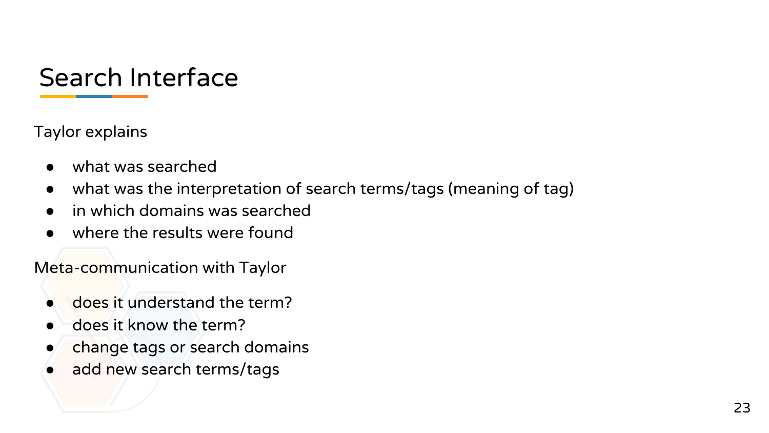# Search Interface

Taylor explains

- what was searched
- what was the interpretation of search terms/tags (meaning of tag)
- in which domains was searched
- where the results were found

Meta-communication with Taylor

- does it understand the term?
- does it know the term?
- change tags or search domains
- add new search terms/tags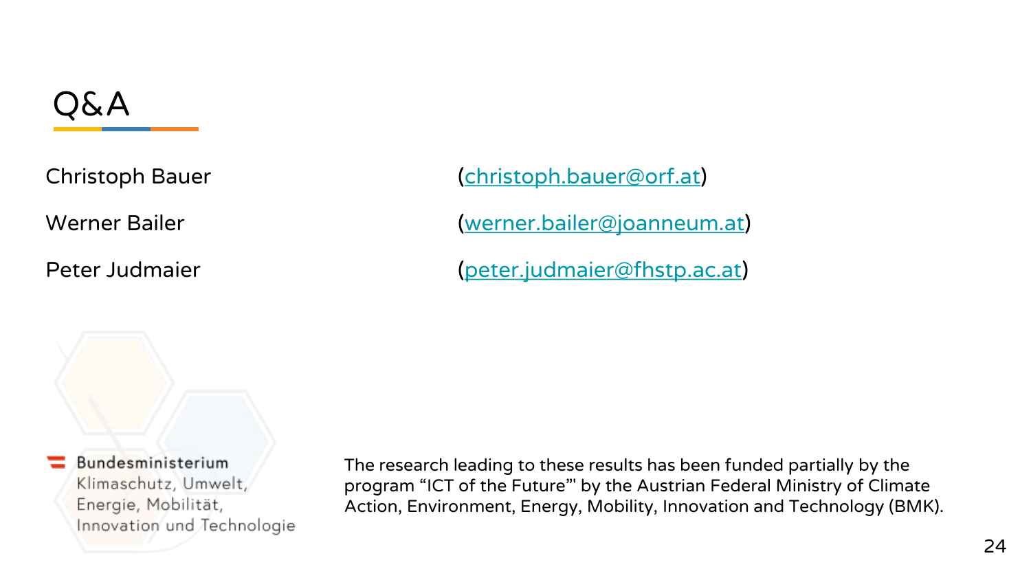# Q&A

Christoph Bauer (christoph.bauer@orf.at)

Werner Bailer (werner.bailer@joanneum.at)

Peter Judmaier (peter.judmaier@fhstp.ac.at)

Bundesministerium
Klimaschutz, Umwelt,
Energie, Mobilität,
Innovation und Technologie

The research leading to these results has been funded partially by the program “ICT of the Future”' by the Austrian Federal Ministry of Climate Action, Environment, Energy, Mobility, Innovation and Technology (BMK).